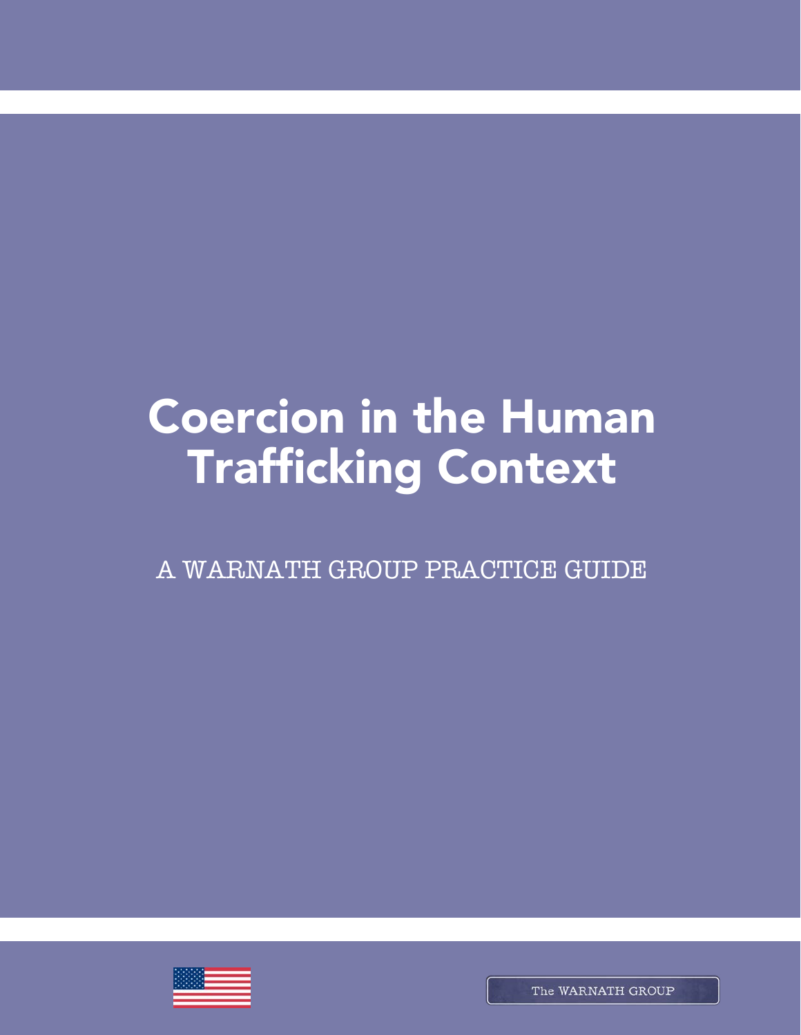# Coercion in the Human Trafficking Context

A WARNATH GROUP PRACTICE GUIDE

The WARNATH GROUP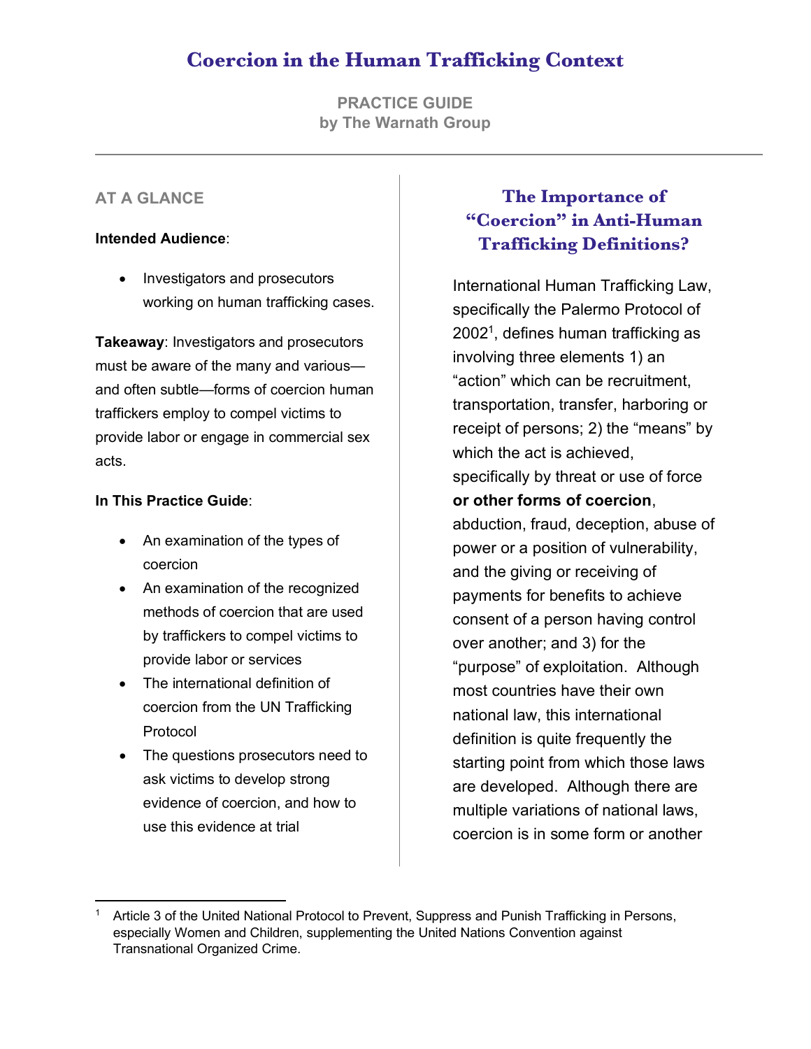# Coercion in the Human Trafficking Context

**PRACTICE GUIDE**
**by The Warnath Group**

---

### AT A GLANCE

**Intended Audience**:

- Investigators and prosecutors working on human trafficking cases.

**Takeaway**: Investigators and prosecutors must be aware of the many and various—and often subtle—forms of coercion human traffickers employ to compel victims to provide labor or engage in commercial sex acts.

**In This Practice Guide**:

- An examination of the types of coercion
- An examination of the recognized methods of coercion that are used by traffickers to compel victims to provide labor or services
- The international definition of coercion from the UN Trafficking Protocol
- The questions prosecutors need to ask victims to develop strong evidence of coercion, and how to use this evidence at trial

## The Importance of "Coercion" in Anti-Human Trafficking Definitions?

International Human Trafficking Law, specifically the Palermo Protocol of 2002[1], defines human trafficking as involving three elements 1) an "action" which can be recruitment, transportation, transfer, harboring or receipt of persons; 2) the "means" by which the act is achieved, specifically by threat or use of force **or other forms of coercion**, abduction, fraud, deception, abuse of power or a position of vulnerability, and the giving or receiving of payments for benefits to achieve consent of a person having control over another; and 3) for the "purpose" of exploitation. Although most countries have their own national law, this international definition is quite frequently the starting point from which those laws are developed. Although there are multiple variations of national laws, coercion is in some form or another

---

[1] Article 3 of the United National Protocol to Prevent, Suppress and Punish Trafficking in Persons, especially Women and Children, supplementing the United Nations Convention against Transnational Organized Crime.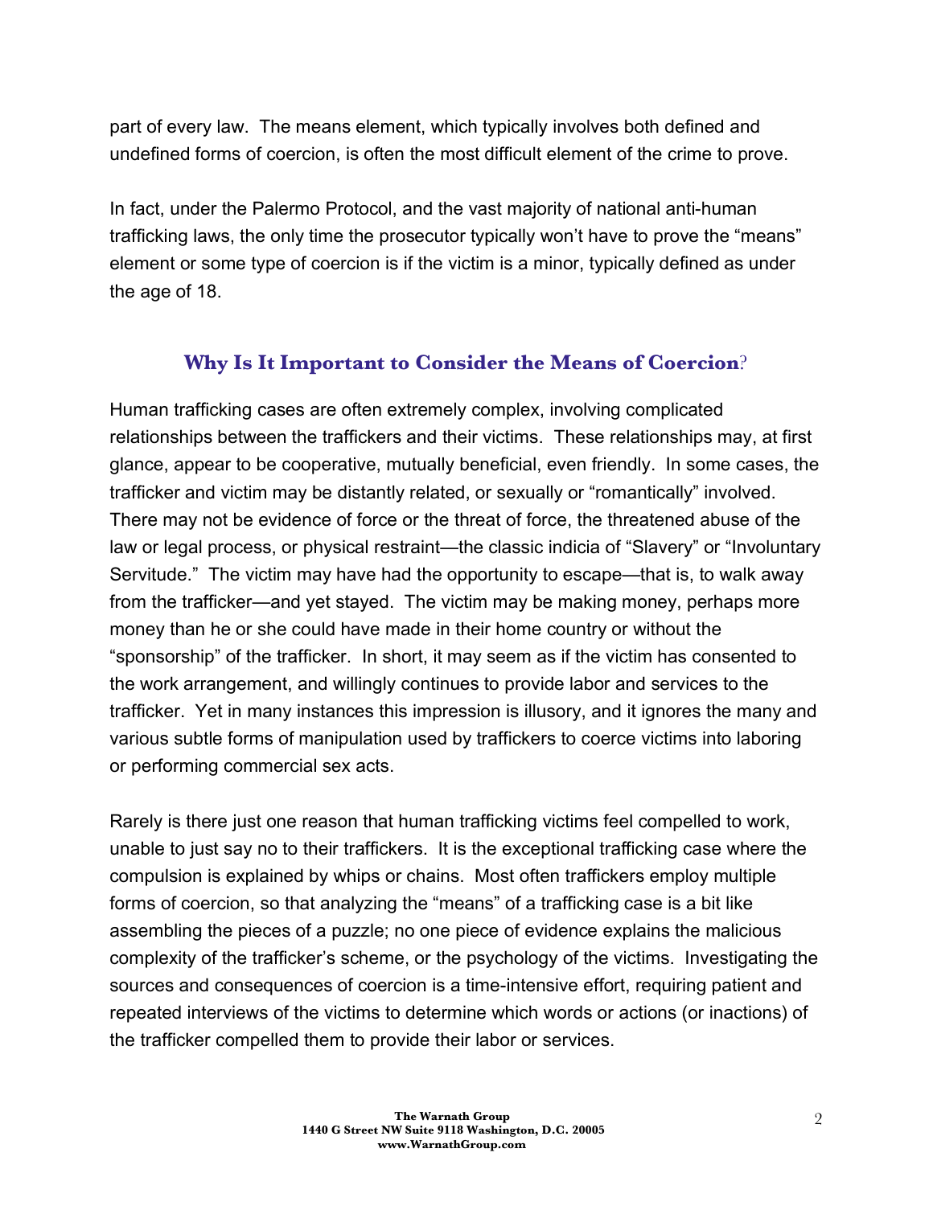part of every law. The means element, which typically involves both defined and undefined forms of coercion, is often the most difficult element of the crime to prove.

In fact, under the Palermo Protocol, and the vast majority of national anti-human trafficking laws, the only time the prosecutor typically won't have to prove the "means" element or some type of coercion is if the victim is a minor, typically defined as under the age of 18.

## Why Is It Important to Consider the Means of Coercion?

Human trafficking cases are often extremely complex, involving complicated relationships between the traffickers and their victims. These relationships may, at first glance, appear to be cooperative, mutually beneficial, even friendly. In some cases, the trafficker and victim may be distantly related, or sexually or "romantically" involved. There may not be evidence of force or the threat of force, the threatened abuse of the law or legal process, or physical restraint—the classic indicia of "Slavery" or "Involuntary Servitude." The victim may have had the opportunity to escape—that is, to walk away from the trafficker—and yet stayed. The victim may be making money, perhaps more money than he or she could have made in their home country or without the "sponsorship" of the trafficker. In short, it may seem as if the victim has consented to the work arrangement, and willingly continues to provide labor and services to the trafficker. Yet in many instances this impression is illusory, and it ignores the many and various subtle forms of manipulation used by traffickers to coerce victims into laboring or performing commercial sex acts.

Rarely is there just one reason that human trafficking victims feel compelled to work, unable to just say no to their traffickers. It is the exceptional trafficking case where the compulsion is explained by whips or chains. Most often traffickers employ multiple forms of coercion, so that analyzing the "means" of a trafficking case is a bit like assembling the pieces of a puzzle; no one piece of evidence explains the malicious complexity of the trafficker's scheme, or the psychology of the victims. Investigating the sources and consequences of coercion is a time-intensive effort, requiring patient and repeated interviews of the victims to determine which words or actions (or inactions) of the trafficker compelled them to provide their labor or services.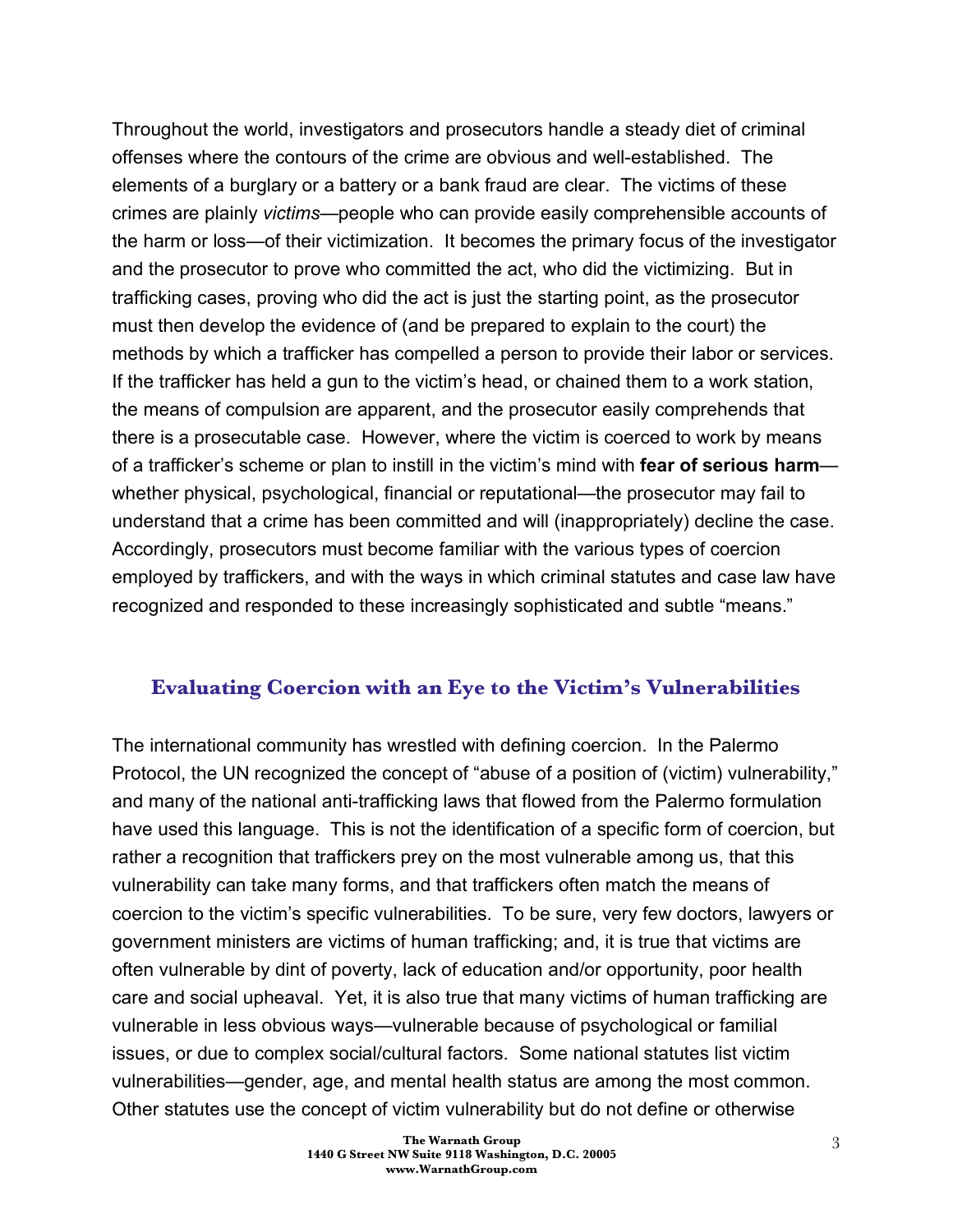Throughout the world, investigators and prosecutors handle a steady diet of criminal offenses where the contours of the crime are obvious and well-established. The elements of a burglary or a battery or a bank fraud are clear. The victims of these crimes are plainly *victims*—people who can provide easily comprehensible accounts of the harm or loss—of their victimization. It becomes the primary focus of the investigator and the prosecutor to prove who committed the act, who did the victimizing. But in trafficking cases, proving who did the act is just the starting point, as the prosecutor must then develop the evidence of (and be prepared to explain to the court) the methods by which a trafficker has compelled a person to provide their labor or services. If the trafficker has held a gun to the victim's head, or chained them to a work station, the means of compulsion are apparent, and the prosecutor easily comprehends that there is a prosecutable case. However, where the victim is coerced to work by means of a trafficker's scheme or plan to instill in the victim's mind with **fear of serious harm**—whether physical, psychological, financial or reputational—the prosecutor may fail to understand that a crime has been committed and will (inappropriately) decline the case. Accordingly, prosecutors must become familiar with the various types of coercion employed by traffickers, and with the ways in which criminal statutes and case law have recognized and responded to these increasingly sophisticated and subtle "means."

## Evaluating Coercion with an Eye to the Victim's Vulnerabilities

The international community has wrestled with defining coercion. In the Palermo Protocol, the UN recognized the concept of "abuse of a position of (victim) vulnerability," and many of the national anti-trafficking laws that flowed from the Palermo formulation have used this language. This is not the identification of a specific form of coercion, but rather a recognition that traffickers prey on the most vulnerable among us, that this vulnerability can take many forms, and that traffickers often match the means of coercion to the victim's specific vulnerabilities. To be sure, very few doctors, lawyers or government ministers are victims of human trafficking; and, it is true that victims are often vulnerable by dint of poverty, lack of education and/or opportunity, poor health care and social upheaval. Yet, it is also true that many victims of human trafficking are vulnerable in less obvious ways—vulnerable because of psychological or familial issues, or due to complex social/cultural factors. Some national statutes list victim vulnerabilities—gender, age, and mental health status are among the most common. Other statutes use the concept of victim vulnerability but do not define or otherwise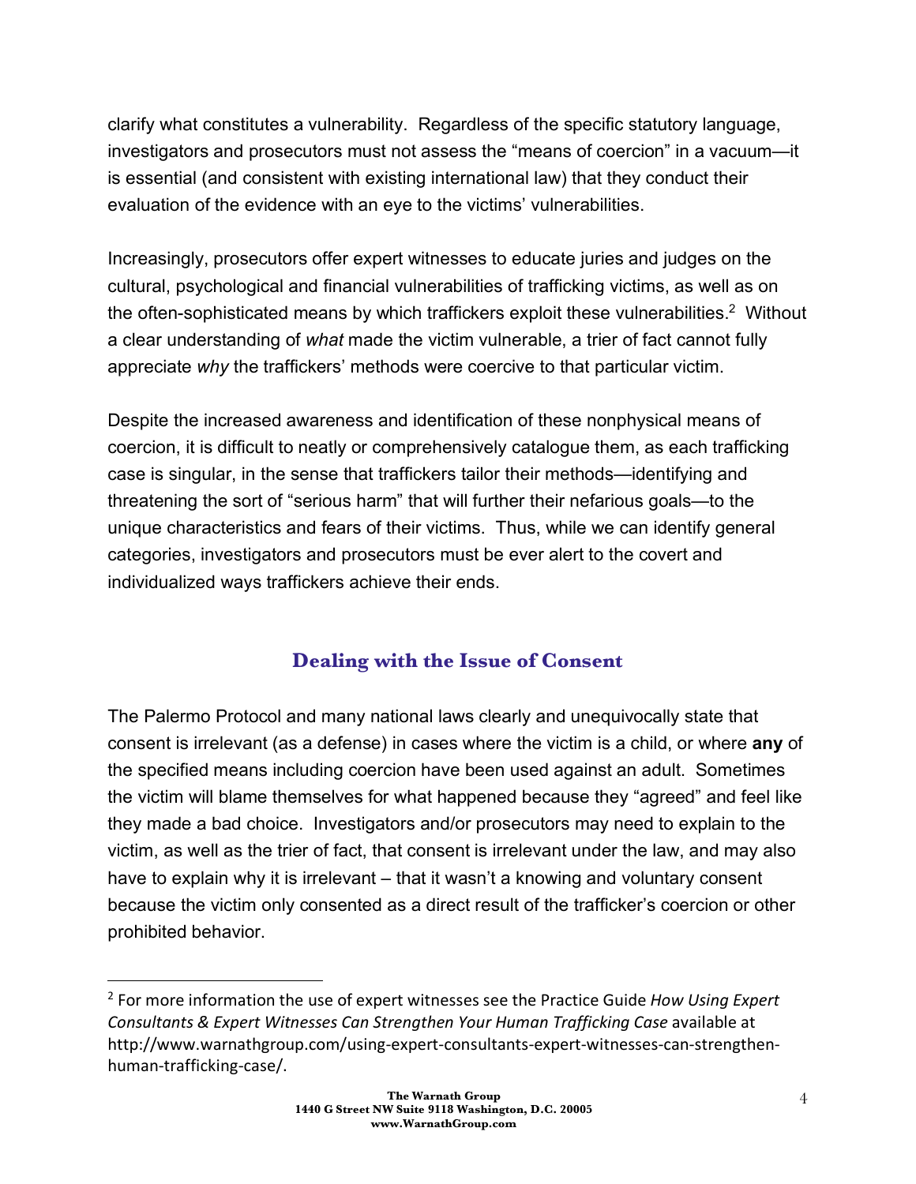clarify what constitutes a vulnerability. Regardless of the specific statutory language, investigators and prosecutors must not assess the "means of coercion" in a vacuum—it is essential (and consistent with existing international law) that they conduct their evaluation of the evidence with an eye to the victims' vulnerabilities.

Increasingly, prosecutors offer expert witnesses to educate juries and judges on the cultural, psychological and financial vulnerabilities of trafficking victims, as well as on the often-sophisticated means by which traffickers exploit these vulnerabilities.[2] Without a clear understanding of *what* made the victim vulnerable, a trier of fact cannot fully appreciate *why* the traffickers' methods were coercive to that particular victim.

Despite the increased awareness and identification of these nonphysical means of coercion, it is difficult to neatly or comprehensively catalogue them, as each trafficking case is singular, in the sense that traffickers tailor their methods—identifying and threatening the sort of "serious harm" that will further their nefarious goals—to the unique characteristics and fears of their victims. Thus, while we can identify general categories, investigators and prosecutors must be ever alert to the covert and individualized ways traffickers achieve their ends.

## Dealing with the Issue of Consent

The Palermo Protocol and many national laws clearly and unequivocally state that consent is irrelevant (as a defense) in cases where the victim is a child, or where **any** of the specified means including coercion have been used against an adult. Sometimes the victim will blame themselves for what happened because they "agreed" and feel like they made a bad choice. Investigators and/or prosecutors may need to explain to the victim, as well as the trier of fact, that consent is irrelevant under the law, and may also have to explain why it is irrelevant – that it wasn't a knowing and voluntary consent because the victim only consented as a direct result of the trafficker's coercion or other prohibited behavior.

---

[2] For more information the use of expert witnesses see the Practice Guide *How Using Expert Consultants & Expert Witnesses Can Strengthen Your Human Trafficking Case* available at http://www.warnathgroup.com/using-expert-consultants-expert-witnesses-can-strengthen-human-trafficking-case/.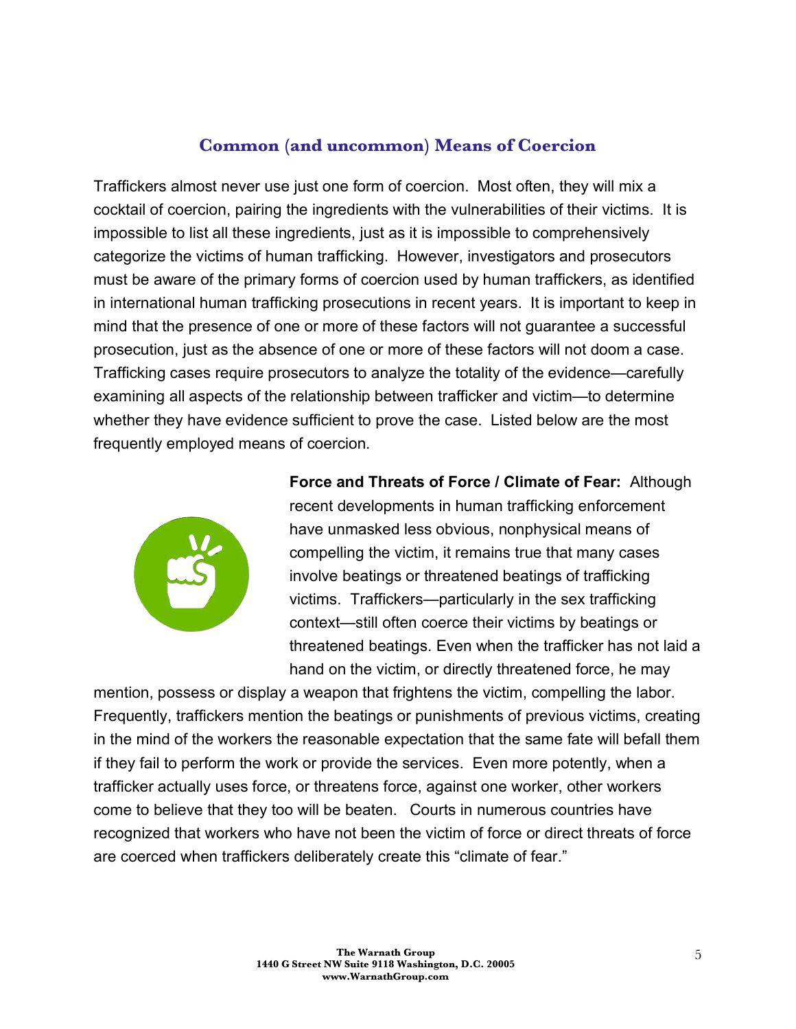## Common (and uncommon) Means of Coercion

Traffickers almost never use just one form of coercion. Most often, they will mix a cocktail of coercion, pairing the ingredients with the vulnerabilities of their victims. It is impossible to list all these ingredients, just as it is impossible to comprehensively categorize the victims of human trafficking. However, investigators and prosecutors must be aware of the primary forms of coercion used by human traffickers, as identified in international human trafficking prosecutions in recent years. It is important to keep in mind that the presence of one or more of these factors will not guarantee a successful prosecution, just as the absence of one or more of these factors will not doom a case. Trafficking cases require prosecutors to analyze the totality of the evidence—carefully examining all aspects of the relationship between trafficker and victim—to determine whether they have evidence sufficient to prove the case. Listed below are the most frequently employed means of coercion.

**Force and Threats of Force / Climate of Fear:** Although recent developments in human trafficking enforcement have unmasked less obvious, nonphysical means of compelling the victim, it remains true that many cases involve beatings or threatened beatings of trafficking victims. Traffickers—particularly in the sex trafficking context—still often coerce their victims by beatings or threatened beatings. Even when the trafficker has not laid a hand on the victim, or directly threatened force, he may mention, possess or display a weapon that frightens the victim, compelling the labor. Frequently, traffickers mention the beatings or punishments of previous victims, creating in the mind of the workers the reasonable expectation that the same fate will befall them if they fail to perform the work or provide the services. Even more potently, when a trafficker actually uses force, or threatens force, against one worker, other workers come to believe that they too will be beaten. Courts in numerous countries have recognized that workers who have not been the victim of force or direct threats of force are coerced when traffickers deliberately create this "climate of fear."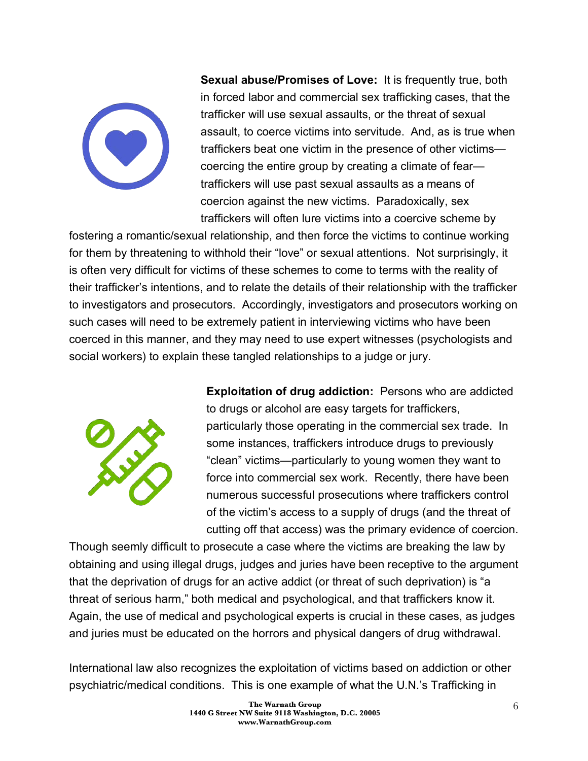**Sexual abuse/Promises of Love:** It is frequently true, both in forced labor and commercial sex trafficking cases, that the trafficker will use sexual assaults, or the threat of sexual assault, to coerce victims into servitude. And, as is true when traffickers beat one victim in the presence of other victims—coercing the entire group by creating a climate of fear—traffickers will use past sexual assaults as a means of coercion against the new victims. Paradoxically, sex traffickers will often lure victims into a coercive scheme by fostering a romantic/sexual relationship, and then force the victims to continue working for them by threatening to withhold their "love" or sexual attentions. Not surprisingly, it is often very difficult for victims of these schemes to come to terms with the reality of their trafficker's intentions, and to relate the details of their relationship with the trafficker to investigators and prosecutors. Accordingly, investigators and prosecutors working on such cases will need to be extremely patient in interviewing victims who have been coerced in this manner, and they may need to use expert witnesses (psychologists and social workers) to explain these tangled relationships to a judge or jury.

**Exploitation of drug addiction:** Persons who are addicted to drugs or alcohol are easy targets for traffickers, particularly those operating in the commercial sex trade. In some instances, traffickers introduce drugs to previously "clean" victims—particularly to young women they want to force into commercial sex work. Recently, there have been numerous successful prosecutions where traffickers control of the victim's access to a supply of drugs (and the threat of cutting off that access) was the primary evidence of coercion. Though seemly difficult to prosecute a case where the victims are breaking the law by obtaining and using illegal drugs, judges and juries have been receptive to the argument that the deprivation of drugs for an active addict (or threat of such deprivation) is "a threat of serious harm," both medical and psychological, and that traffickers know it. Again, the use of medical and psychological experts is crucial in these cases, as judges and juries must be educated on the horrors and physical dangers of drug withdrawal.

International law also recognizes the exploitation of victims based on addiction or other psychiatric/medical conditions. This is one example of what the U.N.'s Trafficking in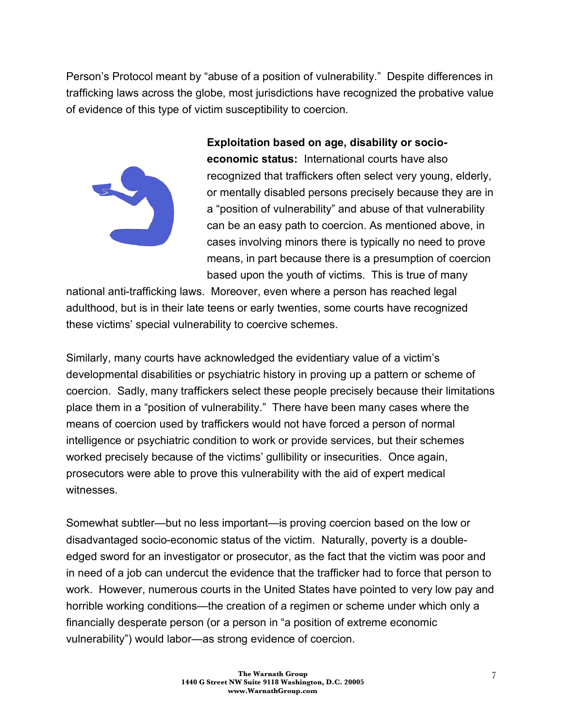Person's Protocol meant by "abuse of a position of vulnerability." Despite differences in trafficking laws across the globe, most jurisdictions have recognized the probative value of evidence of this type of victim susceptibility to coercion.

**Exploitation based on age, disability or socio-economic status:** International courts have also recognized that traffickers often select very young, elderly, or mentally disabled persons precisely because they are in a "position of vulnerability" and abuse of that vulnerability can be an easy path to coercion. As mentioned above, in cases involving minors there is typically no need to prove means, in part because there is a presumption of coercion based upon the youth of victims. This is true of many national anti-trafficking laws. Moreover, even where a person has reached legal adulthood, but is in their late teens or early twenties, some courts have recognized these victims' special vulnerability to coercive schemes.

Similarly, many courts have acknowledged the evidentiary value of a victim's developmental disabilities or psychiatric history in proving up a pattern or scheme of coercion. Sadly, many traffickers select these people precisely because their limitations place them in a "position of vulnerability." There have been many cases where the means of coercion used by traffickers would not have forced a person of normal intelligence or psychiatric condition to work or provide services, but their schemes worked precisely because of the victims' gullibility or insecurities. Once again, prosecutors were able to prove this vulnerability with the aid of expert medical witnesses.

Somewhat subtler—but no less important—is proving coercion based on the low or disadvantaged socio-economic status of the victim. Naturally, poverty is a double-edged sword for an investigator or prosecutor, as the fact that the victim was poor and in need of a job can undercut the evidence that the trafficker had to force that person to work. However, numerous courts in the United States have pointed to very low pay and horrible working conditions—the creation of a regimen or scheme under which only a financially desperate person (or a person in "a position of extreme economic vulnerability") would labor—as strong evidence of coercion.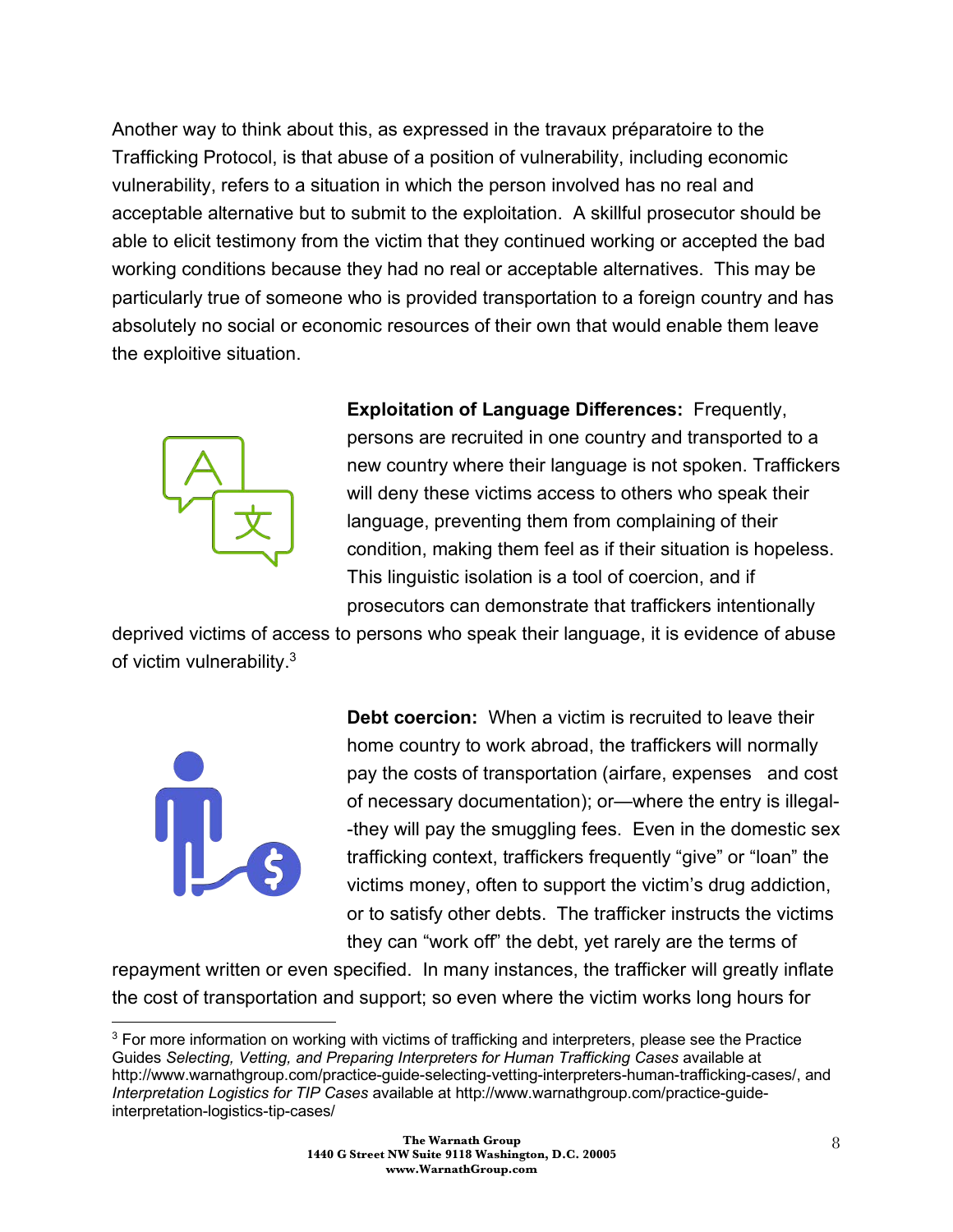Another way to think about this, as expressed in the travaux préparatoire to the Trafficking Protocol, is that abuse of a position of vulnerability, including economic vulnerability, refers to a situation in which the person involved has no real and acceptable alternative but to submit to the exploitation. A skillful prosecutor should be able to elicit testimony from the victim that they continued working or accepted the bad working conditions because they had no real or acceptable alternatives. This may be particularly true of someone who is provided transportation to a foreign country and has absolutely no social or economic resources of their own that would enable them leave the exploitive situation.

**Exploitation of Language Differences:** Frequently, persons are recruited in one country and transported to a new country where their language is not spoken. Traffickers will deny these victims access to others who speak their language, preventing them from complaining of their condition, making them feel as if their situation is hopeless. This linguistic isolation is a tool of coercion, and if prosecutors can demonstrate that traffickers intentionally deprived victims of access to persons who speak their language, it is evidence of abuse of victim vulnerability.[3]

**Debt coercion:** When a victim is recruited to leave their home country to work abroad, the traffickers will normally pay the costs of transportation (airfare, expenses and cost of necessary documentation); or—where the entry is illegal--they will pay the smuggling fees. Even in the domestic sex trafficking context, traffickers frequently "give" or "loan" the victims money, often to support the victim's drug addiction, or to satisfy other debts. The trafficker instructs the victims they can "work off" the debt, yet rarely are the terms of repayment written or even specified. In many instances, the trafficker will greatly inflate the cost of transportation and support; so even where the victim works long hours for

---

[3] For more information on working with victims of trafficking and interpreters, please see the Practice Guides *Selecting, Vetting, and Preparing Interpreters for Human Trafficking Cases* available at http://www.warnathgroup.com/practice-guide-selecting-vetting-interpreters-human-trafficking-cases/, and *Interpretation Logistics for TIP Cases* available at http://www.warnathgroup.com/practice-guide-interpretation-logistics-tip-cases/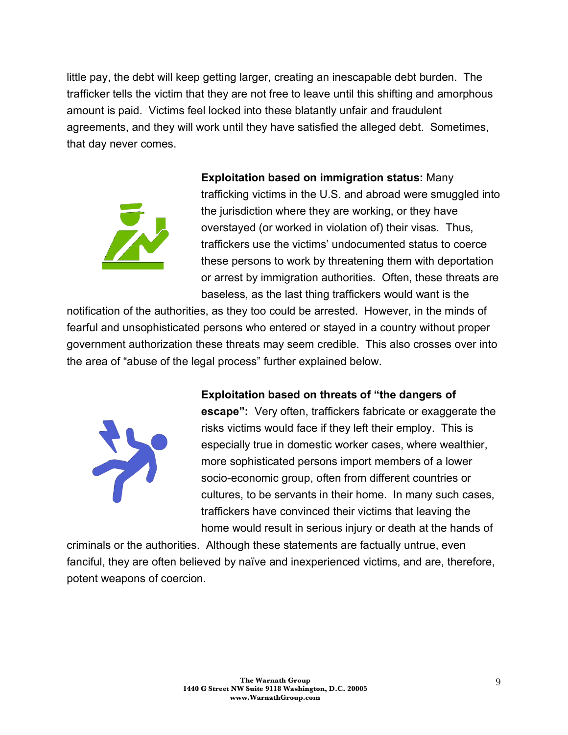little pay, the debt will keep getting larger, creating an inescapable debt burden. The trafficker tells the victim that they are not free to leave until this shifting and amorphous amount is paid. Victims feel locked into these blatantly unfair and fraudulent agreements, and they will work until they have satisfied the alleged debt. Sometimes, that day never comes.

**Exploitation based on immigration status:** Many trafficking victims in the U.S. and abroad were smuggled into the jurisdiction where they are working, or they have overstayed (or worked in violation of) their visas. Thus, traffickers use the victims' undocumented status to coerce these persons to work by threatening them with deportation or arrest by immigration authorities. Often, these threats are baseless, as the last thing traffickers would want is the notification of the authorities, as they too could be arrested. However, in the minds of fearful and unsophisticated persons who entered or stayed in a country without proper government authorization these threats may seem credible. This also crosses over into the area of "abuse of the legal process" further explained below.

**Exploitation based on threats of "the dangers of escape":** Very often, traffickers fabricate or exaggerate the risks victims would face if they left their employ. This is especially true in domestic worker cases, where wealthier, more sophisticated persons import members of a lower socio-economic group, often from different countries or cultures, to be servants in their home. In many such cases, traffickers have convinced their victims that leaving the home would result in serious injury or death at the hands of criminals or the authorities. Although these statements are factually untrue, even fanciful, they are often believed by naïve and inexperienced victims, and are, therefore, potent weapons of coercion.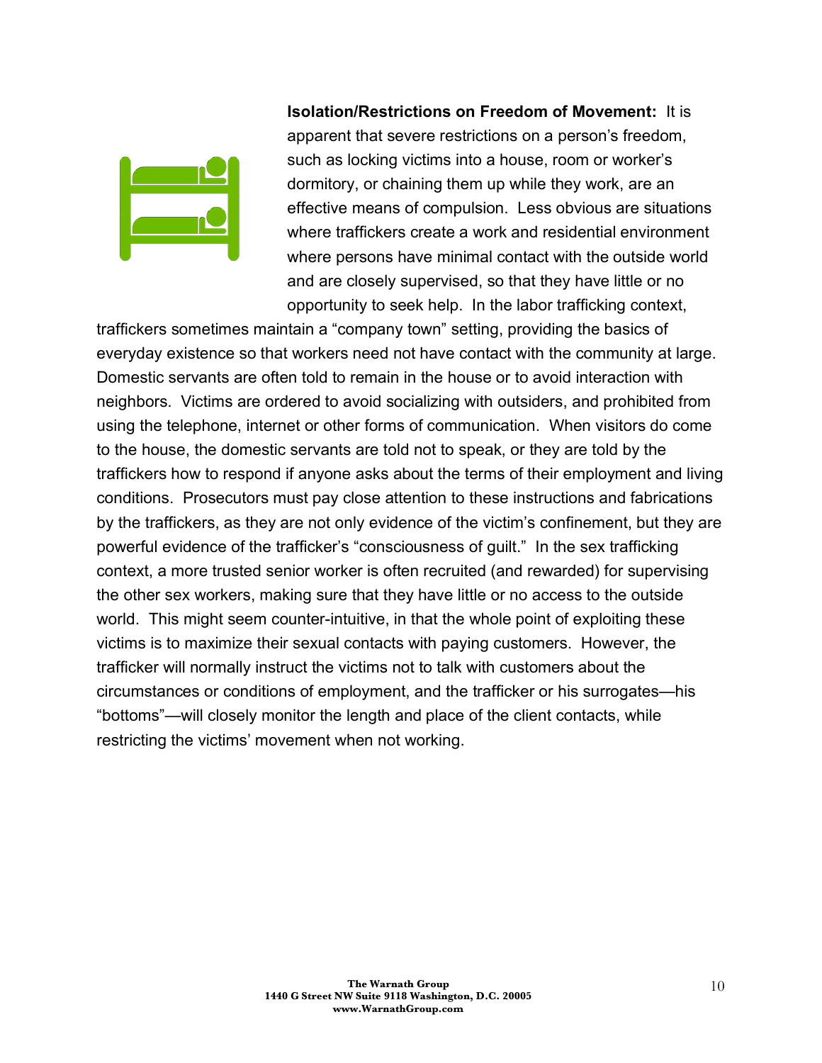**Isolation/Restrictions on Freedom of Movement:** It is apparent that severe restrictions on a person's freedom, such as locking victims into a house, room or worker's dormitory, or chaining them up while they work, are an effective means of compulsion. Less obvious are situations where traffickers create a work and residential environment where persons have minimal contact with the outside world and are closely supervised, so that they have little or no opportunity to seek help. In the labor trafficking context, traffickers sometimes maintain a "company town" setting, providing the basics of everyday existence so that workers need not have contact with the community at large. Domestic servants are often told to remain in the house or to avoid interaction with neighbors. Victims are ordered to avoid socializing with outsiders, and prohibited from using the telephone, internet or other forms of communication. When visitors do come to the house, the domestic servants are told not to speak, or they are told by the traffickers how to respond if anyone asks about the terms of their employment and living conditions. Prosecutors must pay close attention to these instructions and fabrications by the traffickers, as they are not only evidence of the victim's confinement, but they are powerful evidence of the trafficker's "consciousness of guilt." In the sex trafficking context, a more trusted senior worker is often recruited (and rewarded) for supervising the other sex workers, making sure that they have little or no access to the outside world. This might seem counter-intuitive, in that the whole point of exploiting these victims is to maximize their sexual contacts with paying customers. However, the trafficker will normally instruct the victims not to talk with customers about the circumstances or conditions of employment, and the trafficker or his surrogates—his "bottoms"—will closely monitor the length and place of the client contacts, while restricting the victims' movement when not working.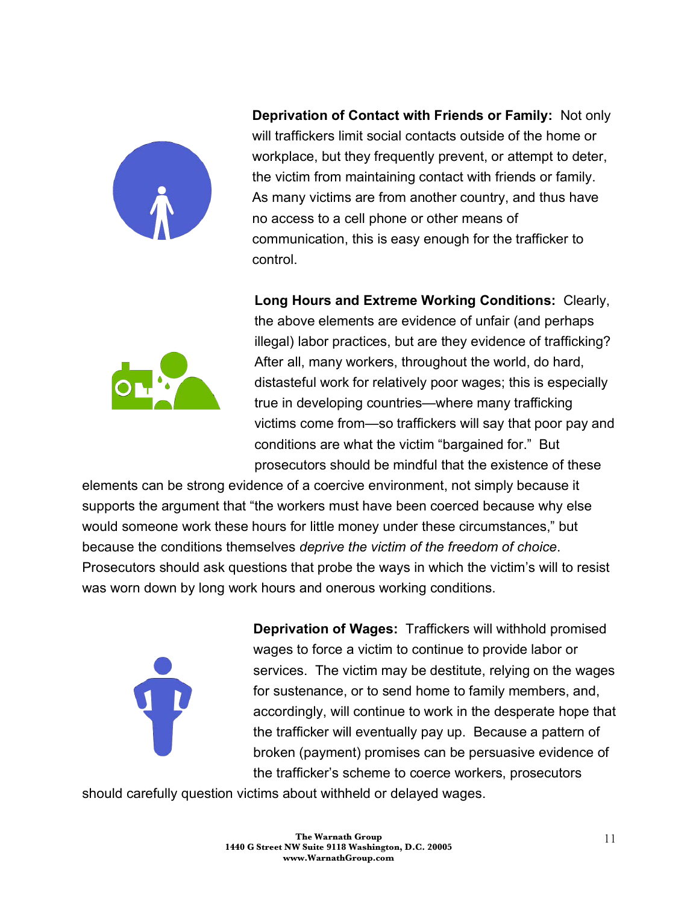**Deprivation of Contact with Friends or Family:** Not only will traffickers limit social contacts outside of the home or workplace, but they frequently prevent, or attempt to deter, the victim from maintaining contact with friends or family. As many victims are from another country, and thus have no access to a cell phone or other means of communication, this is easy enough for the trafficker to control.

**Long Hours and Extreme Working Conditions:** Clearly, the above elements are evidence of unfair (and perhaps illegal) labor practices, but are they evidence of trafficking? After all, many workers, throughout the world, do hard, distasteful work for relatively poor wages; this is especially true in developing countries—where many trafficking victims come from—so traffickers will say that poor pay and conditions are what the victim "bargained for." But prosecutors should be mindful that the existence of these elements can be strong evidence of a coercive environment, not simply because it supports the argument that "the workers must have been coerced because why else would someone work these hours for little money under these circumstances," but because the conditions themselves *deprive the victim of the freedom of choice*. Prosecutors should ask questions that probe the ways in which the victim's will to resist was worn down by long work hours and onerous working conditions.

**Deprivation of Wages:** Traffickers will withhold promised wages to force a victim to continue to provide labor or services. The victim may be destitute, relying on the wages for sustenance, or to send home to family members, and, accordingly, will continue to work in the desperate hope that the trafficker will eventually pay up. Because a pattern of broken (payment) promises can be persuasive evidence of the trafficker's scheme to coerce workers, prosecutors should carefully question victims about withheld or delayed wages.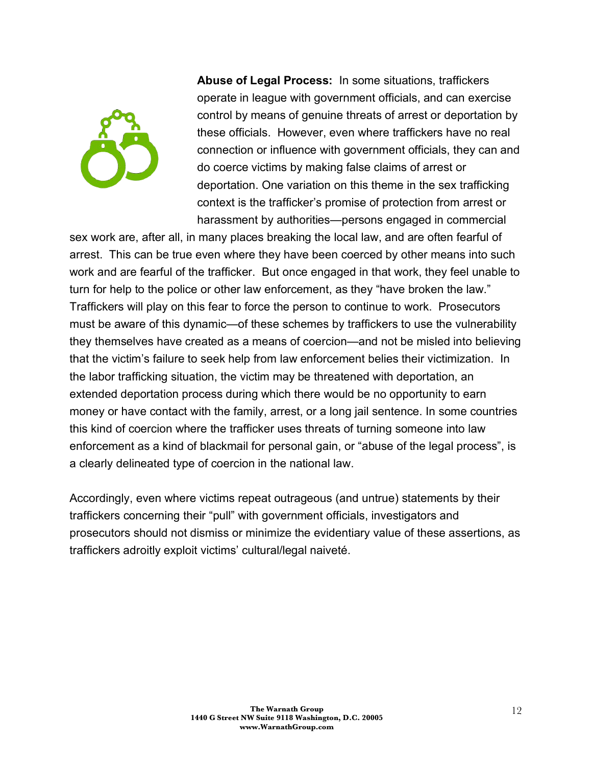**Abuse of Legal Process:** In some situations, traffickers operate in league with government officials, and can exercise control by means of genuine threats of arrest or deportation by these officials. However, even where traffickers have no real connection or influence with government officials, they can and do coerce victims by making false claims of arrest or deportation. One variation on this theme in the sex trafficking context is the trafficker's promise of protection from arrest or harassment by authorities—persons engaged in commercial sex work are, after all, in many places breaking the local law, and are often fearful of arrest. This can be true even where they have been coerced by other means into such work and are fearful of the trafficker. But once engaged in that work, they feel unable to turn for help to the police or other law enforcement, as they "have broken the law." Traffickers will play on this fear to force the person to continue to work. Prosecutors must be aware of this dynamic—of these schemes by traffickers to use the vulnerability they themselves have created as a means of coercion—and not be misled into believing that the victim's failure to seek help from law enforcement belies their victimization. In the labor trafficking situation, the victim may be threatened with deportation, an extended deportation process during which there would be no opportunity to earn money or have contact with the family, arrest, or a long jail sentence. In some countries this kind of coercion where the trafficker uses threats of turning someone into law enforcement as a kind of blackmail for personal gain, or "abuse of the legal process", is a clearly delineated type of coercion in the national law.

Accordingly, even where victims repeat outrageous (and untrue) statements by their traffickers concerning their "pull" with government officials, investigators and prosecutors should not dismiss or minimize the evidentiary value of these assertions, as traffickers adroitly exploit victims' cultural/legal naiveté.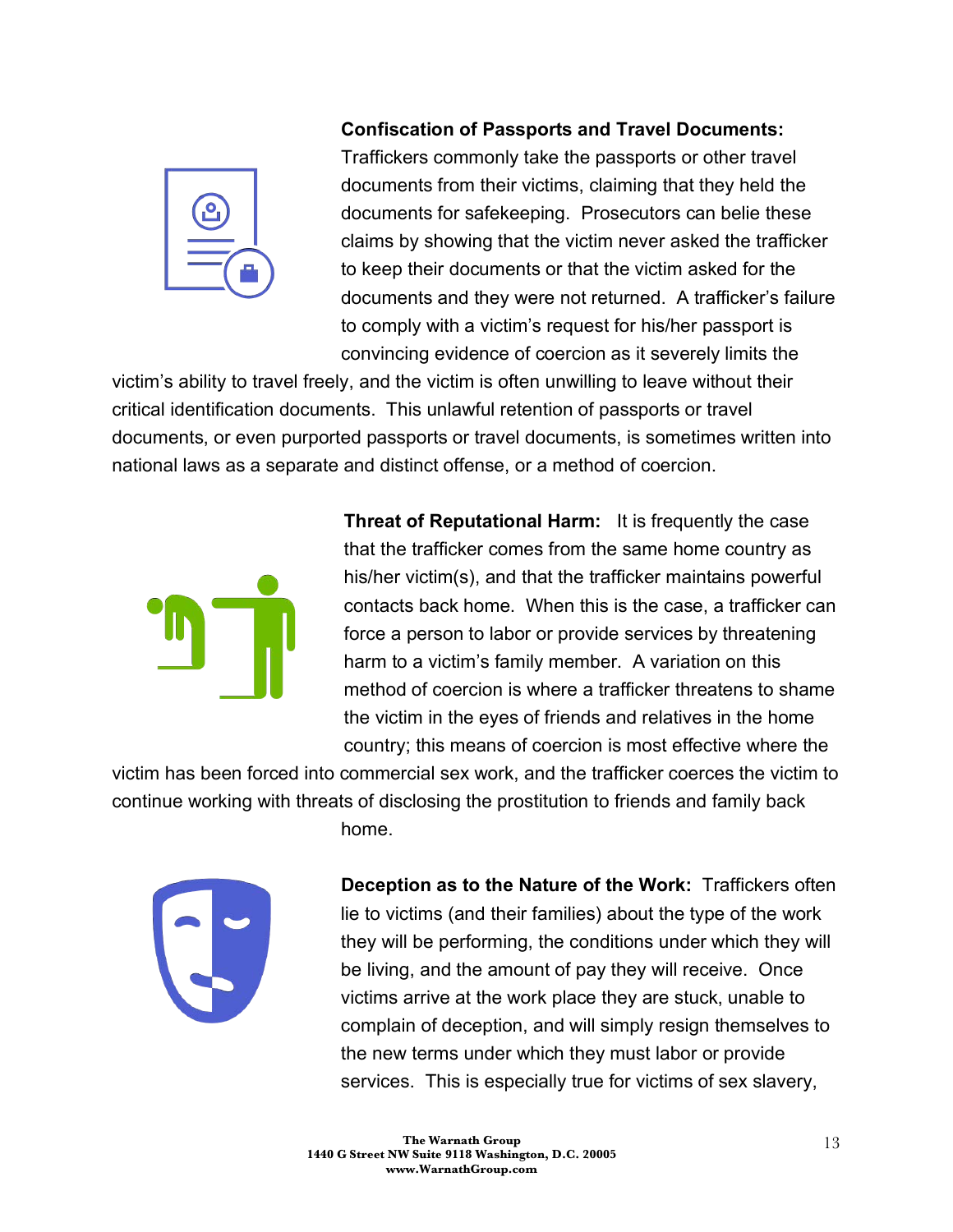**Confiscation of Passports and Travel Documents:** Traffickers commonly take the passports or other travel documents from their victims, claiming that they held the documents for safekeeping. Prosecutors can belie these claims by showing that the victim never asked the trafficker to keep their documents or that the victim asked for the documents and they were not returned. A trafficker's failure to comply with a victim's request for his/her passport is convincing evidence of coercion as it severely limits the victim's ability to travel freely, and the victim is often unwilling to leave without their critical identification documents. This unlawful retention of passports or travel documents, or even purported passports or travel documents, is sometimes written into national laws as a separate and distinct offense, or a method of coercion.

**Threat of Reputational Harm:** It is frequently the case that the trafficker comes from the same home country as his/her victim(s), and that the trafficker maintains powerful contacts back home. When this is the case, a trafficker can force a person to labor or provide services by threatening harm to a victim's family member. A variation on this method of coercion is where a trafficker threatens to shame the victim in the eyes of friends and relatives in the home country; this means of coercion is most effective where the victim has been forced into commercial sex work, and the trafficker coerces the victim to continue working with threats of disclosing the prostitution to friends and family back home.

**Deception as to the Nature of the Work:** Traffickers often lie to victims (and their families) about the type of the work they will be performing, the conditions under which they will be living, and the amount of pay they will receive. Once victims arrive at the work place they are stuck, unable to complain of deception, and will simply resign themselves to the new terms under which they must labor or provide services. This is especially true for victims of sex slavery,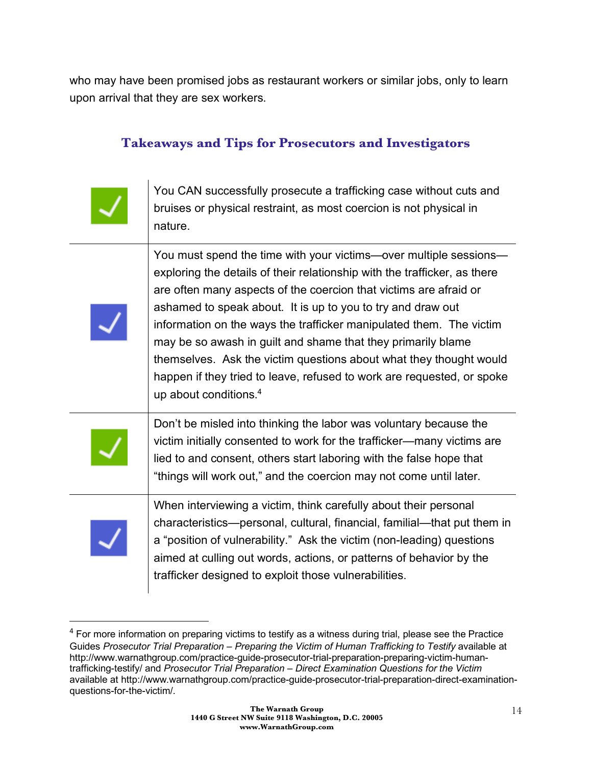who may have been promised jobs as restaurant workers or similar jobs, only to learn upon arrival that they are sex workers.

## Takeaways and Tips for Prosecutors and Investigators

| | |
|---|---|
| ✓ | You CAN successfully prosecute a trafficking case without cuts and bruises or physical restraint, as most coercion is not physical in nature. |
| ✓ | You must spend the time with your victims—over multiple sessions—exploring the details of their relationship with the trafficker, as there are often many aspects of the coercion that victims are afraid or ashamed to speak about. It is up to you to try and draw out information on the ways the trafficker manipulated them. The victim may be so awash in guilt and shame that they primarily blame themselves. Ask the victim questions about what they thought would happen if they tried to leave, refused to work are requested, or spoke up about conditions.[4] |
| ✓ | Don't be misled into thinking the labor was voluntary because the victim initially consented to work for the trafficker—many victims are lied to and consent, others start laboring with the false hope that "things will work out," and the coercion may not come until later. |
| ✓ | When interviewing a victim, think carefully about their personal characteristics—personal, cultural, financial, familial—that put them in a "position of vulnerability." Ask the victim (non-leading) questions aimed at culling out words, actions, or patterns of behavior by the trafficker designed to exploit those vulnerabilities. |

---

[4] For more information on preparing victims to testify as a witness during trial, please see the Practice Guides *Prosecutor Trial Preparation – Preparing the Victim of Human Trafficking to Testify* available at http://www.warnathgroup.com/practice-guide-prosecutor-trial-preparation-preparing-victim-human-trafficking-testify/ and *Prosecutor Trial Preparation – Direct Examination Questions for the Victim* available at http://www.warnathgroup.com/practice-guide-prosecutor-trial-preparation-direct-examination-questions-for-the-victim/.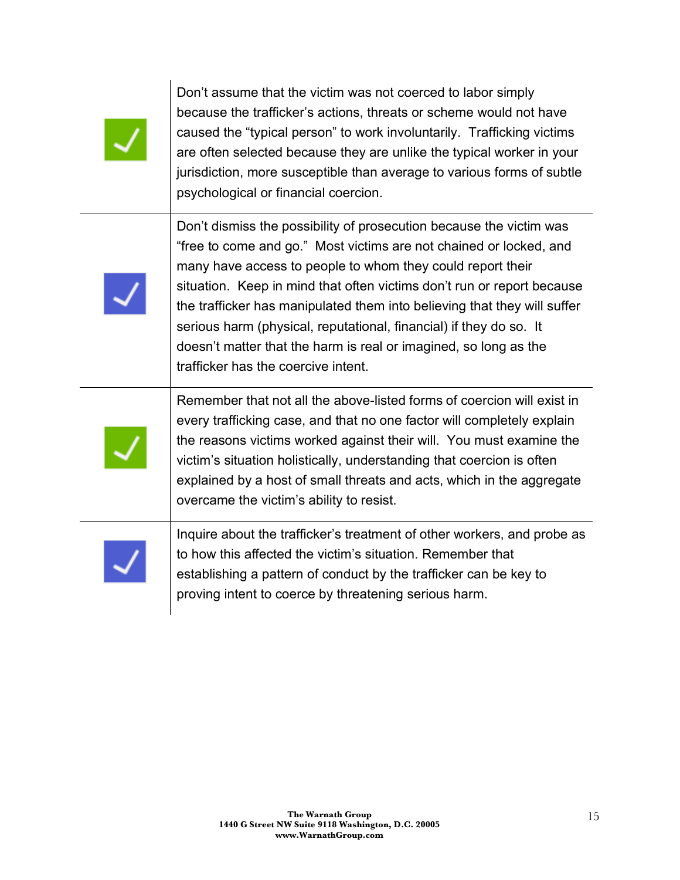| | |
|---|---|
| ✓ | Don’t assume that the victim was not coerced to labor simply because the trafficker’s actions, threats or scheme would not have caused the “typical person” to work involuntarily. Trafficking victims are often selected because they are unlike the typical worker in your jurisdiction, more susceptible than average to various forms of subtle psychological or financial coercion. |
| ✓ | Don’t dismiss the possibility of prosecution because the victim was “free to come and go.” Most victims are not chained or locked, and many have access to people to whom they could report their situation. Keep in mind that often victims don’t run or report because the trafficker has manipulated them into believing that they will suffer serious harm (physical, reputational, financial) if they do so. It doesn’t matter that the harm is real or imagined, so long as the trafficker has the coercive intent. |
| ✓ | Remember that not all the above-listed forms of coercion will exist in every trafficking case, and that no one factor will completely explain the reasons victims worked against their will. You must examine the victim’s situation holistically, understanding that coercion is often explained by a host of small threats and acts, which in the aggregate overcame the victim’s ability to resist. |
| ✓ | Inquire about the trafficker’s treatment of other workers, and probe as to how this affected the victim’s situation. Remember that establishing a pattern of conduct by the trafficker can be key to proving intent to coerce by threatening serious harm. |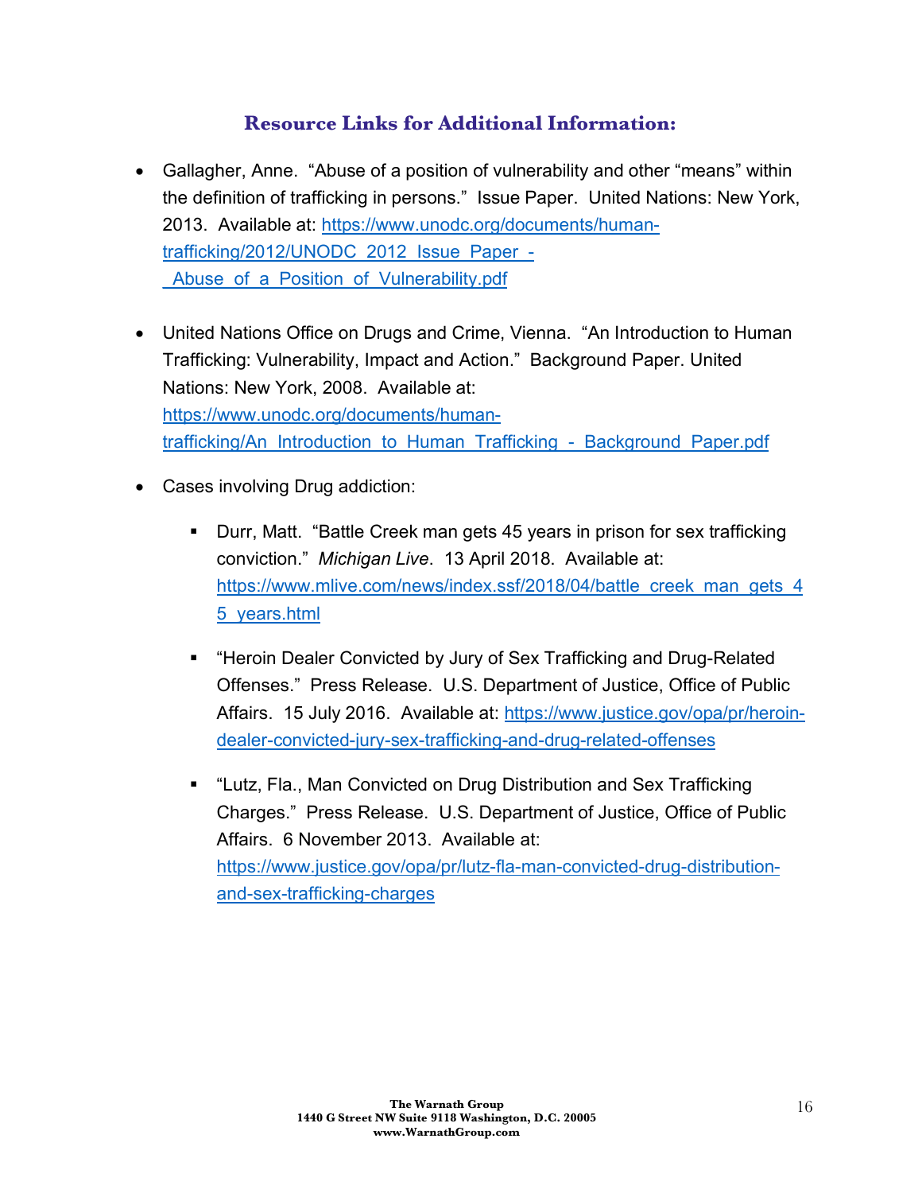## Resource Links for Additional Information:

- Gallagher, Anne. "Abuse of a position of vulnerability and other "means" within the definition of trafficking in persons." Issue Paper. United Nations: New York, 2013. Available at: https://www.unodc.org/documents/human-trafficking/2012/UNODC_2012_Issue_Paper_-_Abuse_of_a_Position_of_Vulnerability.pdf

- United Nations Office on Drugs and Crime, Vienna. "An Introduction to Human Trafficking: Vulnerability, Impact and Action." Background Paper. United Nations: New York, 2008. Available at: https://www.unodc.org/documents/human-trafficking/An_Introduction_to_Human_Trafficking_-_Background_Paper.pdf

- Cases involving Drug addiction:

  - Durr, Matt. "Battle Creek man gets 45 years in prison for sex trafficking conviction." *Michigan Live*. 13 April 2018. Available at: https://www.mlive.com/news/index.ssf/2018/04/battle_creek_man_gets_45_years.html

  - "Heroin Dealer Convicted by Jury of Sex Trafficking and Drug-Related Offenses." Press Release. U.S. Department of Justice, Office of Public Affairs. 15 July 2016. Available at: https://www.justice.gov/opa/pr/heroin-dealer-convicted-jury-sex-trafficking-and-drug-related-offenses

  - "Lutz, Fla., Man Convicted on Drug Distribution and Sex Trafficking Charges." Press Release. U.S. Department of Justice, Office of Public Affairs. 6 November 2013. Available at: https://www.justice.gov/opa/pr/lutz-fla-man-convicted-drug-distribution-and-sex-trafficking-charges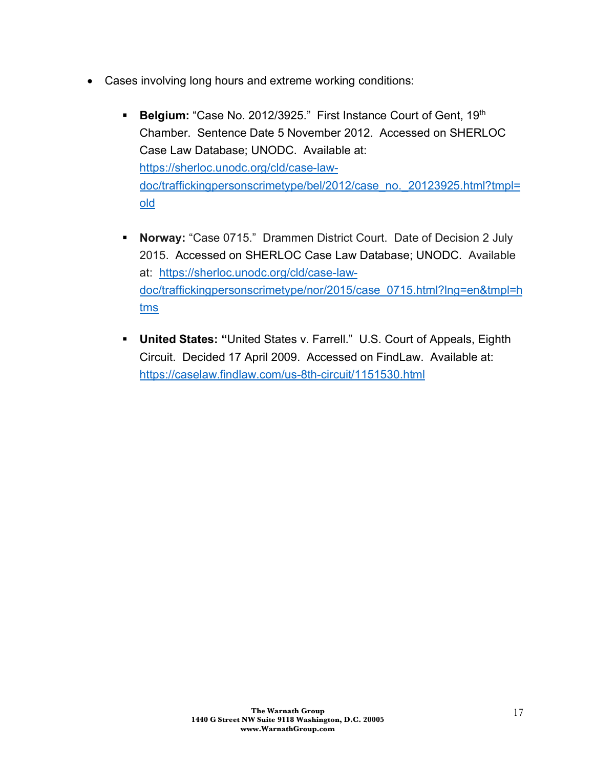- Cases involving long hours and extreme working conditions:

  - **Belgium:** "Case No. 2012/3925." First Instance Court of Gent, 19th Chamber. Sentence Date 5 November 2012. Accessed on SHERLOC Case Law Database; UNODC. Available at: https://sherloc.unodc.org/cld/case-law-doc/traffickingpersonscrimetype/bel/2012/case_no._20123925.html?tmpl=old

  - **Norway:** "Case 0715." Drammen District Court. Date of Decision 2 July 2015. Accessed on SHERLOC Case Law Database; UNODC. Available at: https://sherloc.unodc.org/cld/case-law-doc/traffickingpersonscrimetype/nor/2015/case_0715.html?lng=en&tmpl=htms

  - **United States: "**United States v. Farrell." U.S. Court of Appeals, Eighth Circuit. Decided 17 April 2009. Accessed on FindLaw. Available at: https://caselaw.findlaw.com/us-8th-circuit/1151530.html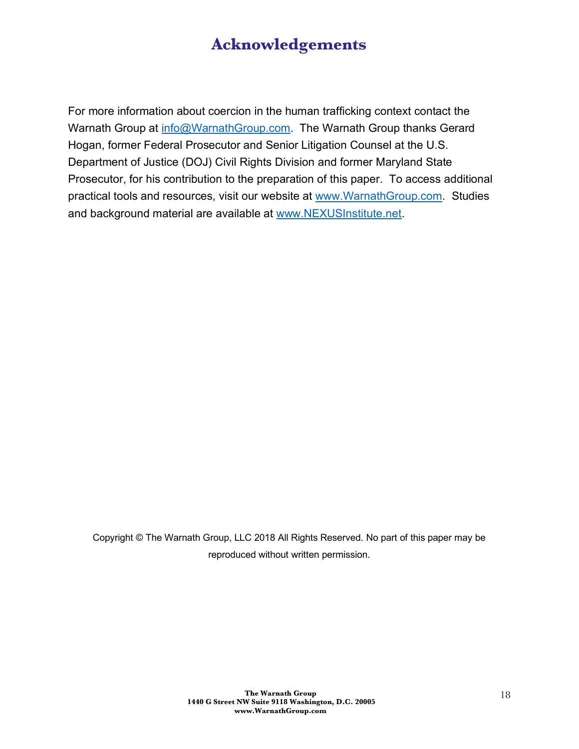# Acknowledgements

For more information about coercion in the human trafficking context contact the Warnath Group at info@WarnathGroup.com. The Warnath Group thanks Gerard Hogan, former Federal Prosecutor and Senior Litigation Counsel at the U.S. Department of Justice (DOJ) Civil Rights Division and former Maryland State Prosecutor, for his contribution to the preparation of this paper. To access additional practical tools and resources, visit our website at www.WarnathGroup.com. Studies and background material are available at www.NEXUSInstitute.net.

Copyright © The Warnath Group, LLC 2018 All Rights Reserved. No part of this paper may be reproduced without written permission.